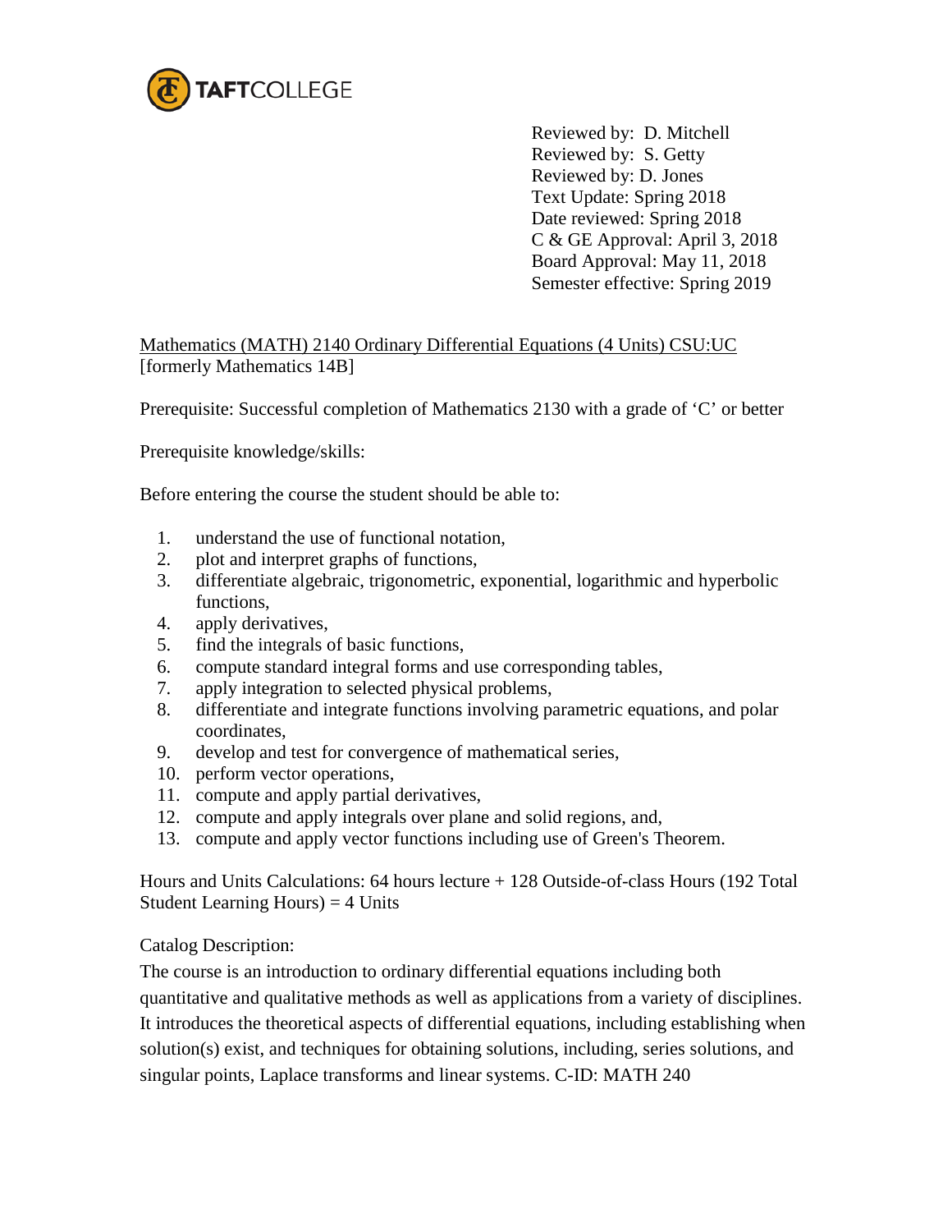TAFTCOLLEGE

Reviewed by: D. Mitchell
Reviewed by: S. Getty
Reviewed by: D. Jones
Text Update: Spring 2018
Date reviewed: Spring 2018
C & GE Approval: April 3, 2018
Board Approval: May 11, 2018
Semester effective: Spring 2019

Mathematics (MATH) 2140 Ordinary Differential Equations (4 Units) CSU:UC
[formerly Mathematics 14B]

Prerequisite: Successful completion of Mathematics 2130 with a grade of 'C' or better

Prerequisite knowledge/skills:

Before entering the course the student should be able to:

1. understand the use of functional notation,
2. plot and interpret graphs of functions,
3. differentiate algebraic, trigonometric, exponential, logarithmic and hyperbolic functions,
4. apply derivatives,
5. find the integrals of basic functions,
6. compute standard integral forms and use corresponding tables,
7. apply integration to selected physical problems,
8. differentiate and integrate functions involving parametric equations, and polar coordinates,
9. develop and test for convergence of mathematical series,
10. perform vector operations,
11. compute and apply partial derivatives,
12. compute and apply integrals over plane and solid regions, and,
13. compute and apply vector functions including use of Green's Theorem.

Hours and Units Calculations: 64 hours lecture + 128 Outside-of-class Hours (192 Total Student Learning Hours) = 4 Units

Catalog Description:
The course is an introduction to ordinary differential equations including both quantitative and qualitative methods as well as applications from a variety of disciplines. It introduces the theoretical aspects of differential equations, including establishing when solution(s) exist, and techniques for obtaining solutions, including, series solutions, and singular points, Laplace transforms and linear systems. C-ID: MATH 240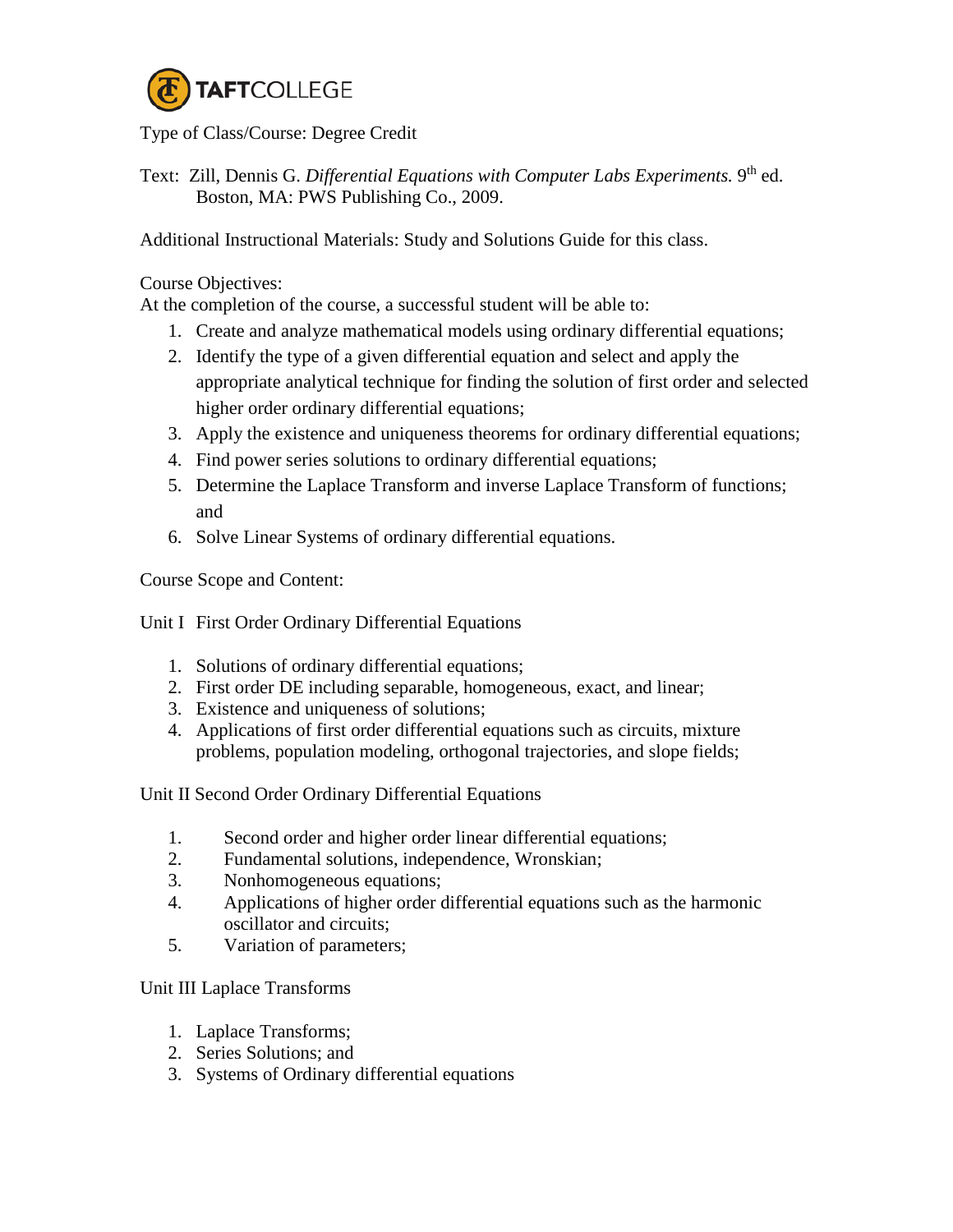TAFTCOLLEGE

Type of Class/Course: Degree Credit

Text: Zill, Dennis G. *Differential Equations with Computer Labs Experiments.* 9th ed. Boston, MA: PWS Publishing Co., 2009.

Additional Instructional Materials: Study and Solutions Guide for this class.

Course Objectives:
At the completion of the course, a successful student will be able to:

1. Create and analyze mathematical models using ordinary differential equations;
2. Identify the type of a given differential equation and select and apply the appropriate analytical technique for finding the solution of first order and selected higher order ordinary differential equations;
3. Apply the existence and uniqueness theorems for ordinary differential equations;
4. Find power series solutions to ordinary differential equations;
5. Determine the Laplace Transform and inverse Laplace Transform of functions; and
6. Solve Linear Systems of ordinary differential equations.

Course Scope and Content:

Unit I First Order Ordinary Differential Equations

1. Solutions of ordinary differential equations;
2. First order DE including separable, homogeneous, exact, and linear;
3. Existence and uniqueness of solutions;
4. Applications of first order differential equations such as circuits, mixture problems, population modeling, orthogonal trajectories, and slope fields;

Unit II Second Order Ordinary Differential Equations

1. Second order and higher order linear differential equations;
2. Fundamental solutions, independence, Wronskian;
3. Nonhomogeneous equations;
4. Applications of higher order differential equations such as the harmonic oscillator and circuits;
5. Variation of parameters;

Unit III Laplace Transforms

1. Laplace Transforms;
2. Series Solutions; and
3. Systems of Ordinary differential equations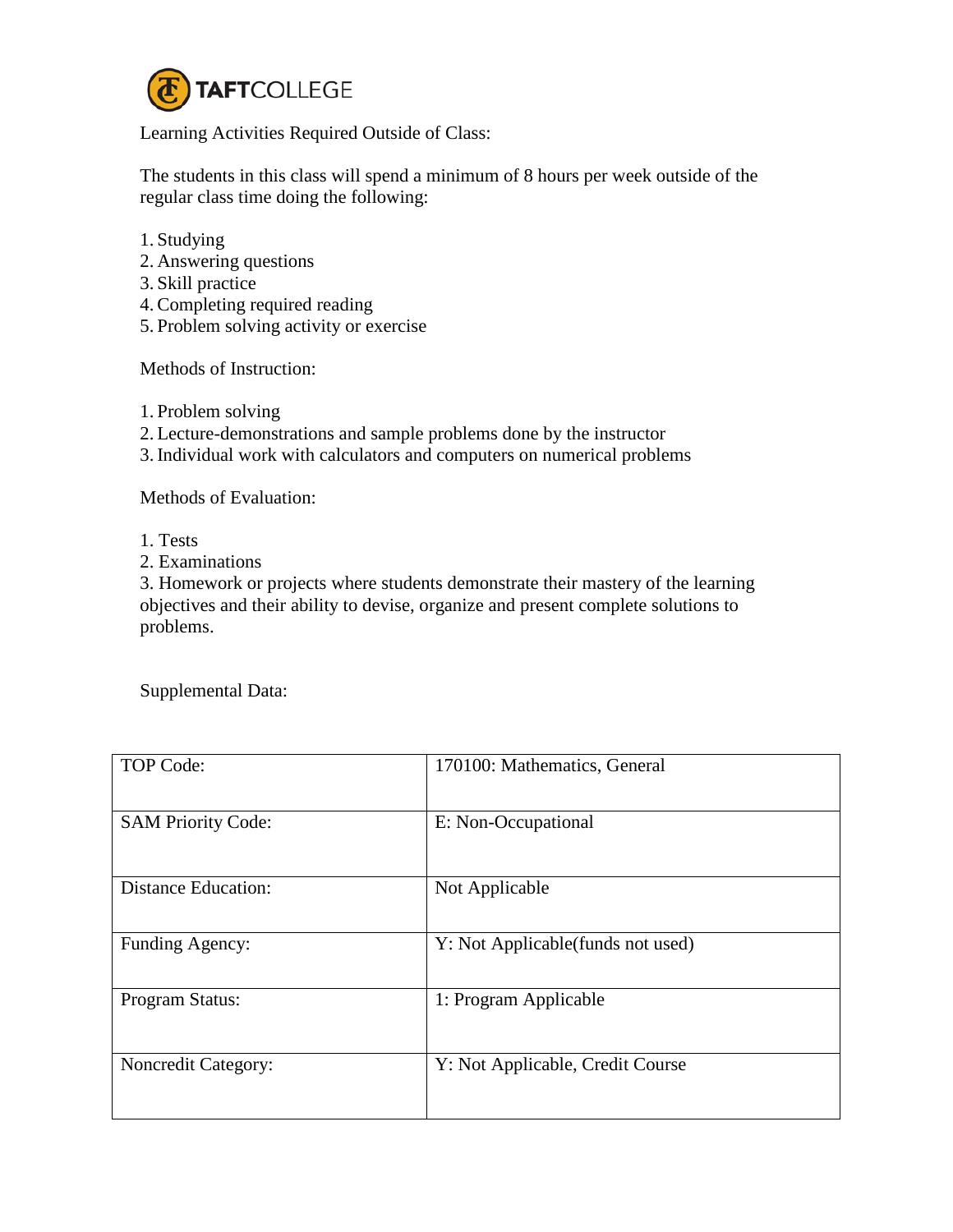Learning Activities Required Outside of Class:

The students in this class will spend a minimum of 8 hours per week outside of the regular class time doing the following:

1. Studying
2. Answering questions
3. Skill practice
4. Completing required reading
5. Problem solving activity or exercise

Methods of Instruction:

1. Problem solving
2. Lecture-demonstrations and sample problems done by the instructor
3. Individual work with calculators and computers on numerical problems

Methods of Evaluation:

1. Tests
2. Examinations
3. Homework or projects where students demonstrate their mastery of the learning objectives and their ability to devise, organize and present complete solutions to problems.

Supplemental Data:

| | |
|---|---|
| TOP Code: | 170100: Mathematics, General |
| SAM Priority Code: | E: Non-Occupational |
| Distance Education: | Not Applicable |
| Funding Agency: | Y: Not Applicable(funds not used) |
| Program Status: | 1: Program Applicable |
| Noncredit Category: | Y: Not Applicable, Credit Course |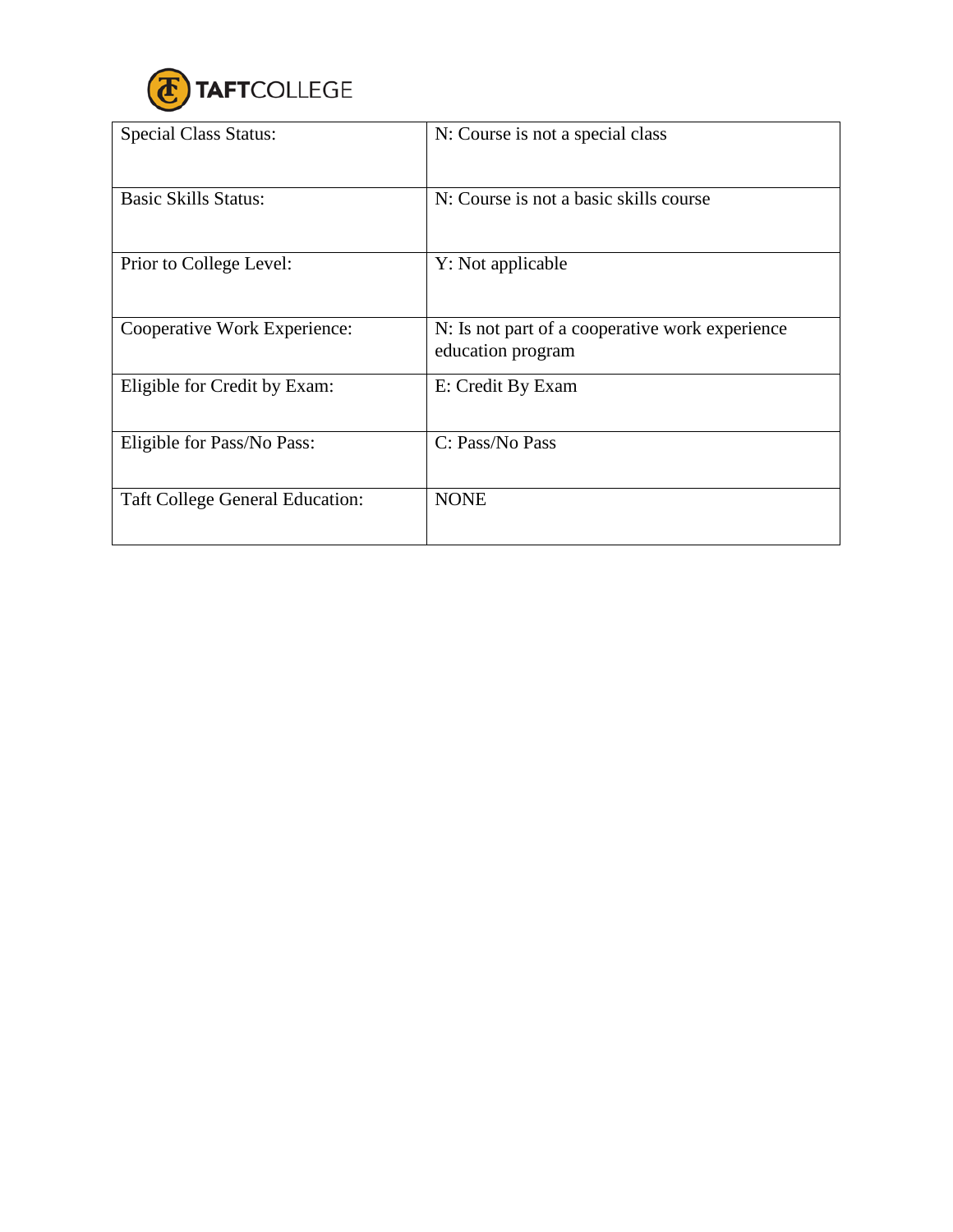| | |
|---|---|
| Special Class Status: | N: Course is not a special class |
| Basic Skills Status: | N: Course is not a basic skills course |
| Prior to College Level: | Y: Not applicable |
| Cooperative Work Experience: | N: Is not part of a cooperative work experience education program |
| Eligible for Credit by Exam: | E: Credit By Exam |
| Eligible for Pass/No Pass: | C: Pass/No Pass |
| Taft College General Education: | NONE |